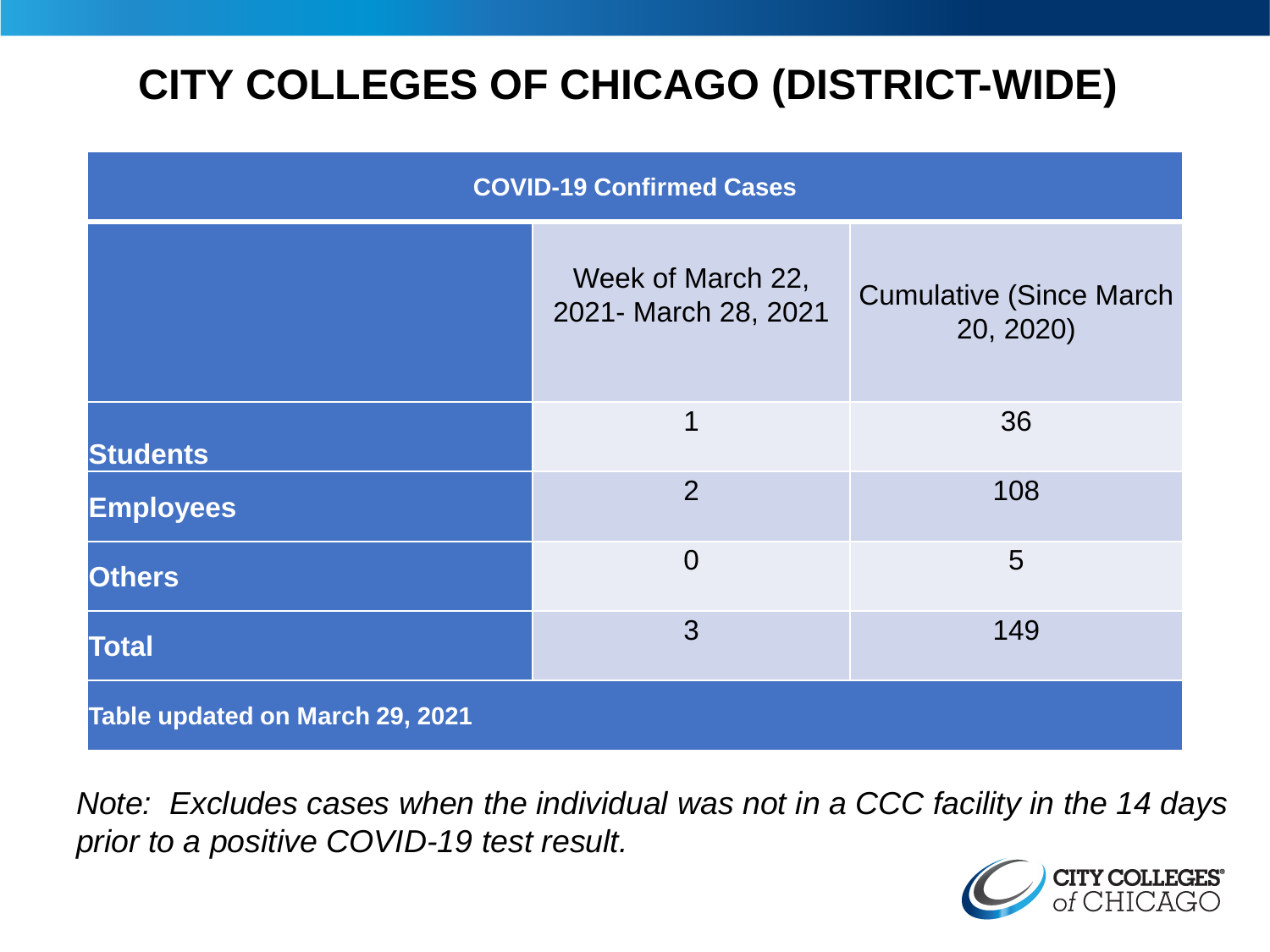# CITY COLLEGES OF CHICAGO (DISTRICT-WIDE)

| COVID-19 Confirmed Cases | | |
|---|---|---|
| | Week of March 22, 2021- March 28, 2021 | Cumulative (Since March 20, 2020) |
| **Students** | 1 | 36 |
| **Employees** | 2 | 108 |
| **Others** | 0 | 5 |
| **Total** | 3 | 149 |
| **Table updated on March 29, 2021** | | |

*Note: Excludes cases when the individual was not in a CCC facility in the 14 days prior to a positive COVID-19 test result.*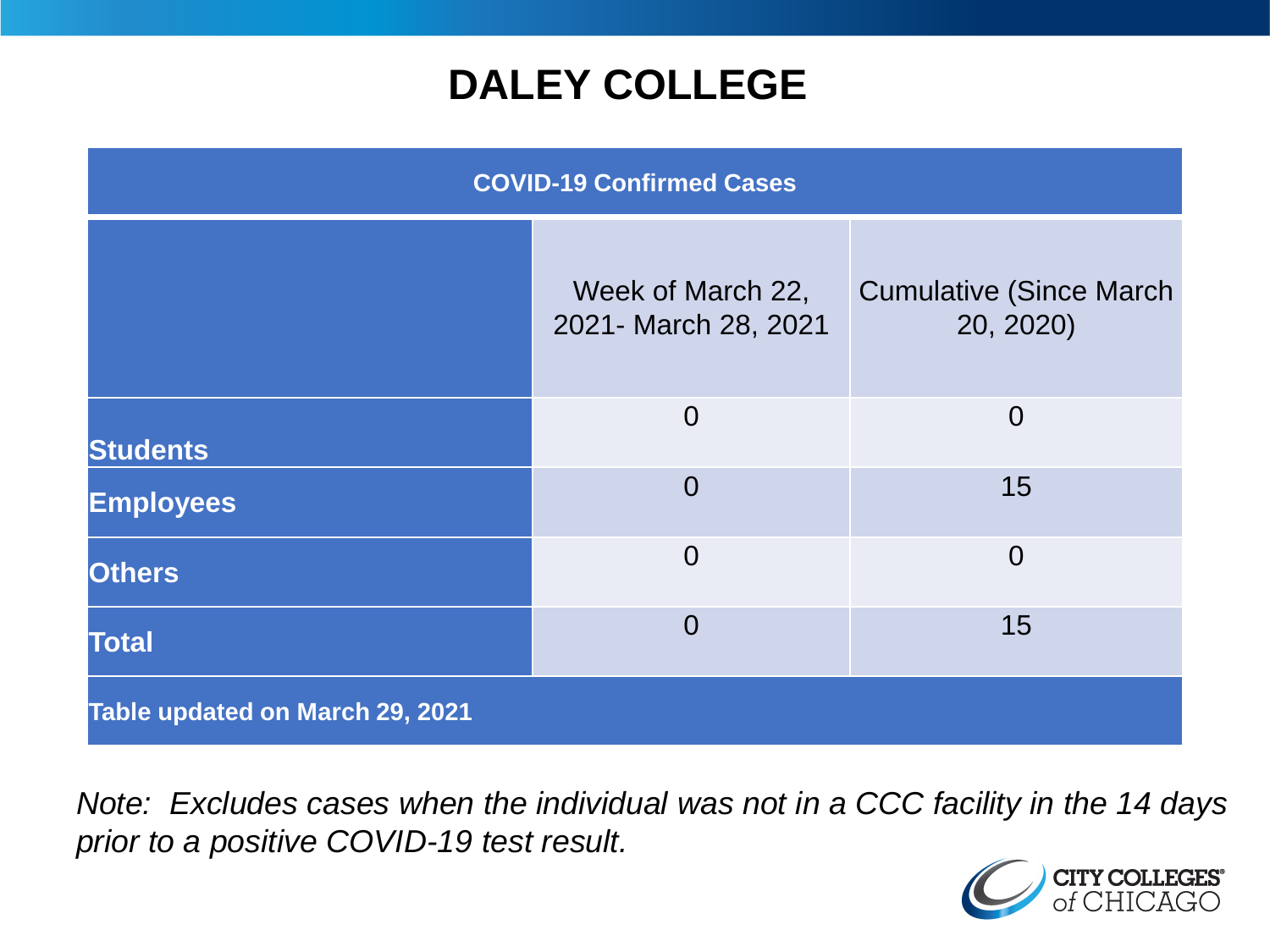# DALEY COLLEGE

| COVID-19 Confirmed Cases | | |
|---|---|---|
| | Week of March 22, 2021- March 28, 2021 | Cumulative (Since March 20, 2020) |
| **Students** | 0 | 0 |
| **Employees** | 0 | 15 |
| **Others** | 0 | 0 |
| **Total** | 0 | 15 |
| **Table updated on March 29, 2021** | | |

*Note: Excludes cases when the individual was not in a CCC facility in the 14 days prior to a positive COVID-19 test result.*

CITY COLLEGES of CHICAGO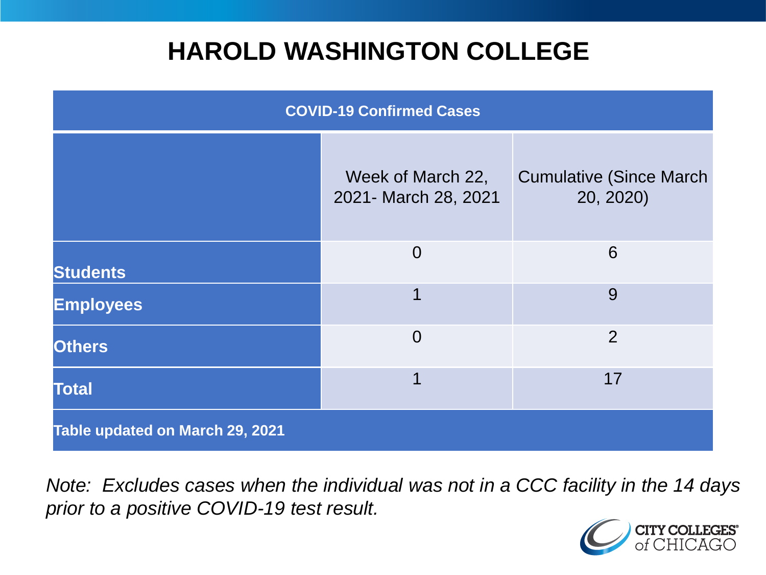# HAROLD WASHINGTON COLLEGE

| COVID-19 Confirmed Cases | | |
|---|---|---|
| | Week of March 22, 2021- March 28, 2021 | Cumulative (Since March 20, 2020) |
| **Students** | 0 | 6 |
| **Employees** | 1 | 9 |
| **Others** | 0 | 2 |
| **Total** | 1 | 17 |
| **Table updated on March 29, 2021** | | |

*Note: Excludes cases when the individual was not in a CCC facility in the 14 days prior to a positive COVID-19 test result.*

CITY COLLEGES of CHICAGO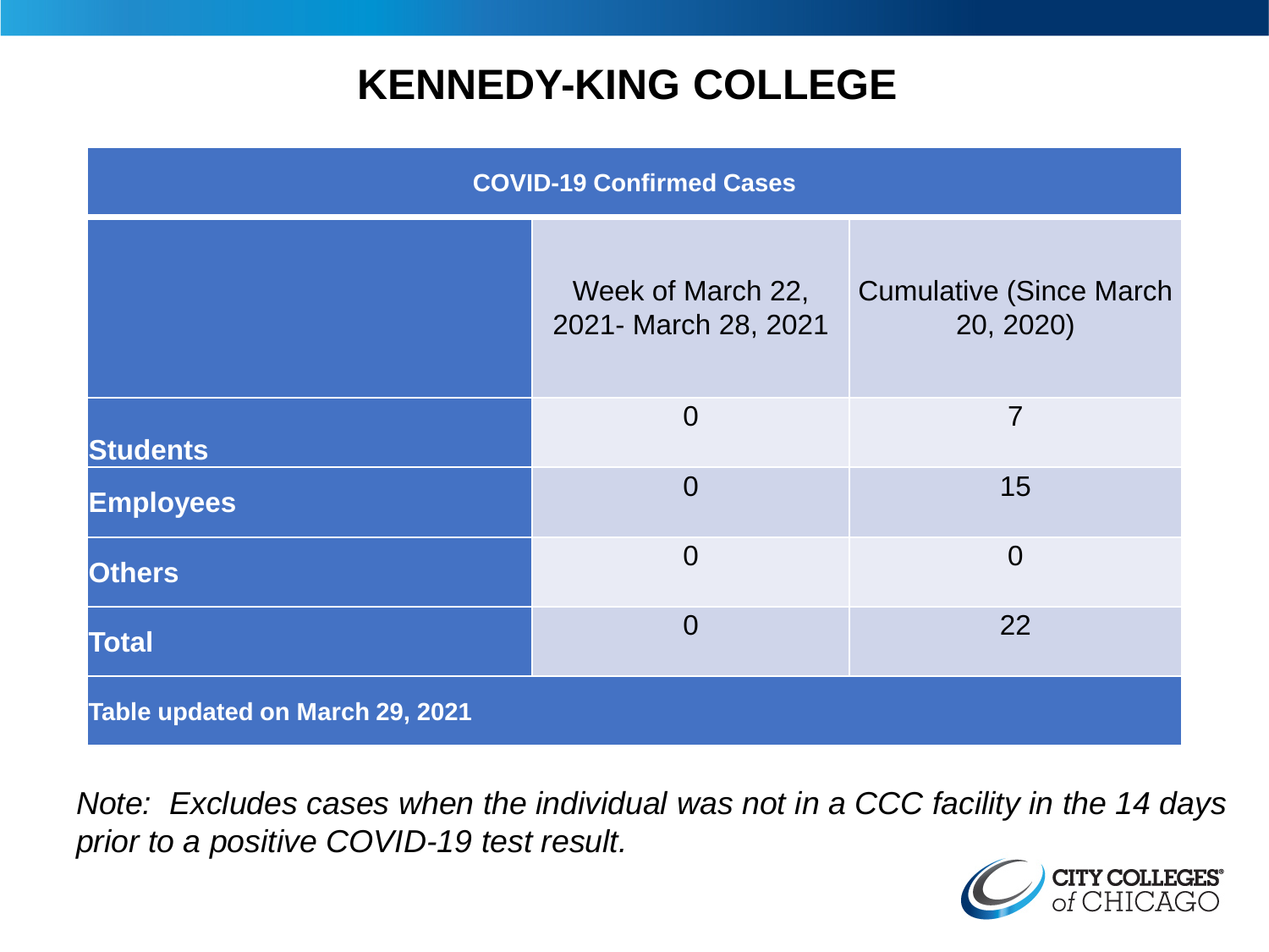# KENNEDY-KING COLLEGE

| COVID-19 Confirmed Cases | | |
|---|---|---|
| | Week of March 22, 2021- March 28, 2021 | Cumulative (Since March 20, 2020) |
| **Students** | 0 | 7 |
| **Employees** | 0 | 15 |
| **Others** | 0 | 0 |
| **Total** | 0 | 22 |
| **Table updated on March 29, 2021** | | |

*Note: Excludes cases when the individual was not in a CCC facility in the 14 days prior to a positive COVID-19 test result.*

CITY COLLEGES of CHICAGO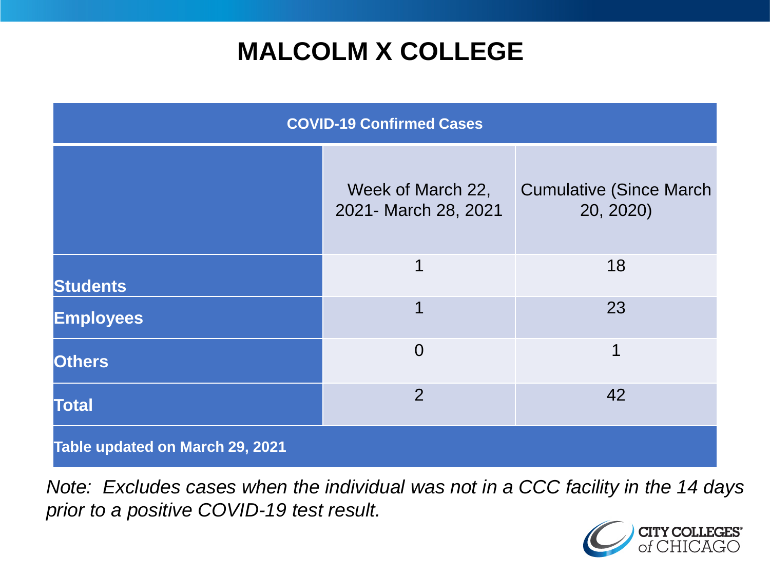# MALCOLM X COLLEGE

| COVID-19 Confirmed Cases | | |
|---|---|---|
| | Week of March 22, 2021- March 28, 2021 | Cumulative (Since March 20, 2020) |
| **Students** | 1 | 18 |
| **Employees** | 1 | 23 |
| **Others** | 0 | 1 |
| **Total** | 2 | 42 |
| **Table updated on March 29, 2021** | | |

*Note: Excludes cases when the individual was not in a CCC facility in the 14 days prior to a positive COVID-19 test result.*

CITY COLLEGES of CHICAGO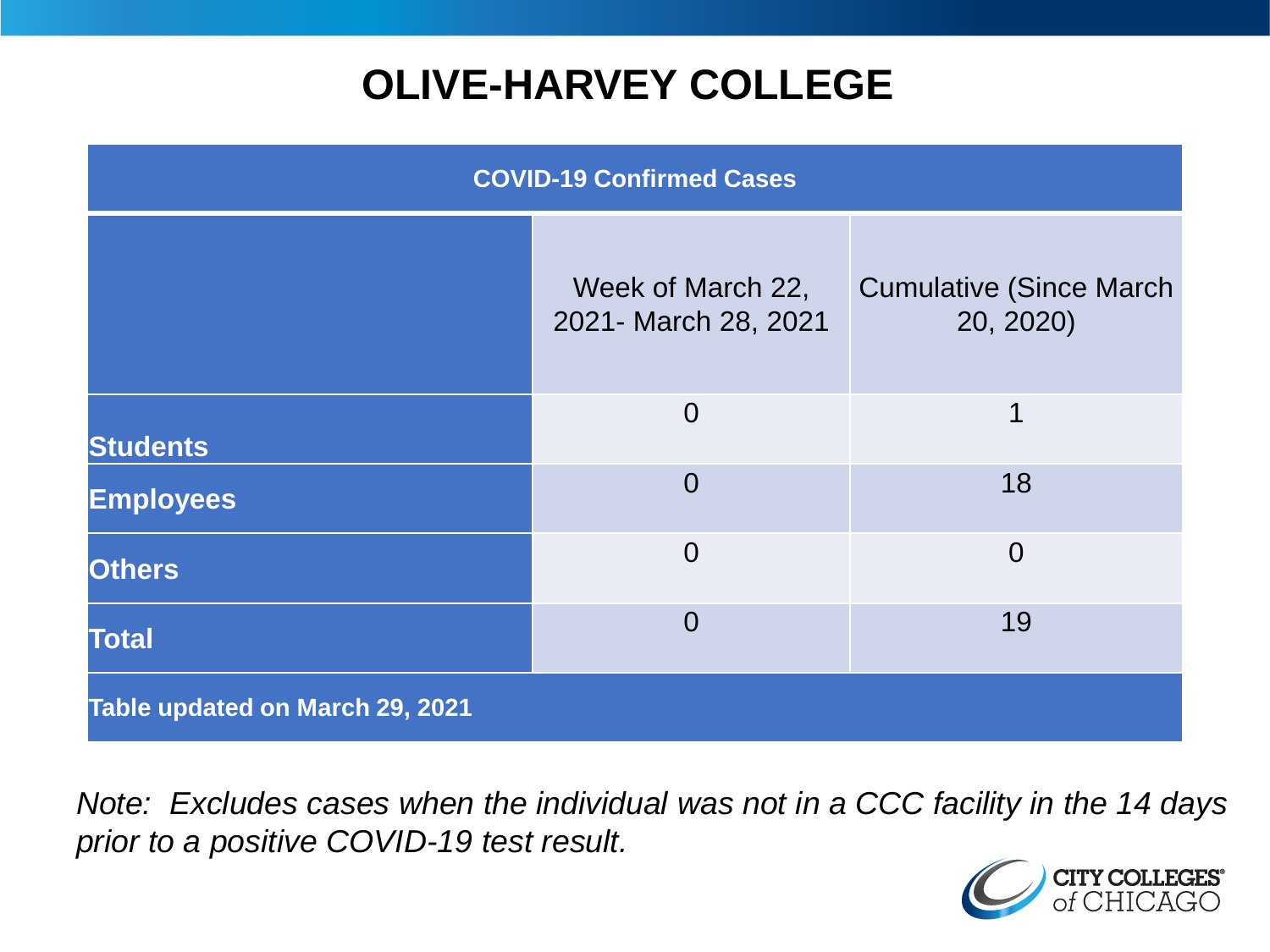# OLIVE-HARVEY COLLEGE

| COVID-19 Confirmed Cases | | |
|---|---|---|
| | Week of March 22, 2021- March 28, 2021 | Cumulative (Since March 20, 2020) |
| **Students** | 0 | 1 |
| **Employees** | 0 | 18 |
| **Others** | 0 | 0 |
| **Total** | 0 | 19 |
| **Table updated on March 29, 2021** | | |

*Note: Excludes cases when the individual was not in a CCC facility in the 14 days prior to a positive COVID-19 test result.*

CITY COLLEGES of CHICAGO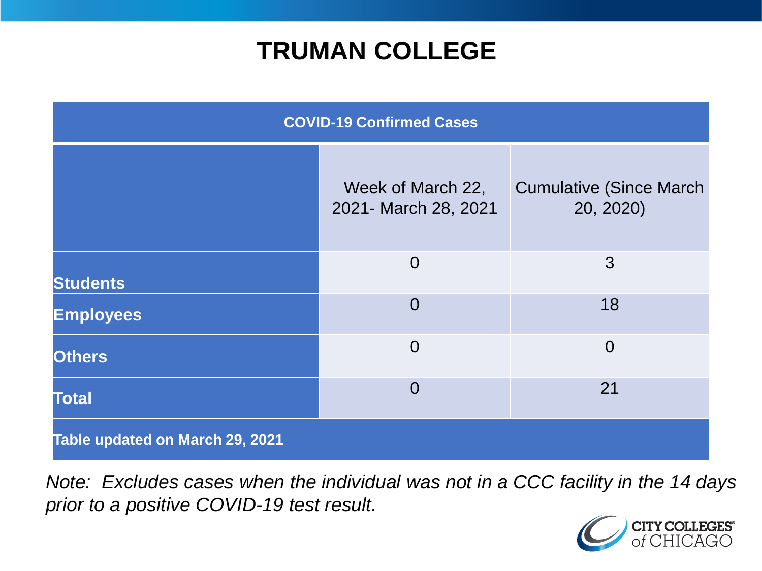# TRUMAN COLLEGE

| COVID-19 Confirmed Cases | | |
|---|---|---|
| | Week of March 22, 2021- March 28, 2021 | Cumulative (Since March 20, 2020) |
| **Students** | 0 | 3 |
| **Employees** | 0 | 18 |
| **Others** | 0 | 0 |
| **Total** | 0 | 21 |
| **Table updated on March 29, 2021** | | |

*Note: Excludes cases when the individual was not in a CCC facility in the 14 days prior to a positive COVID-19 test result.*

CITY COLLEGES of CHICAGO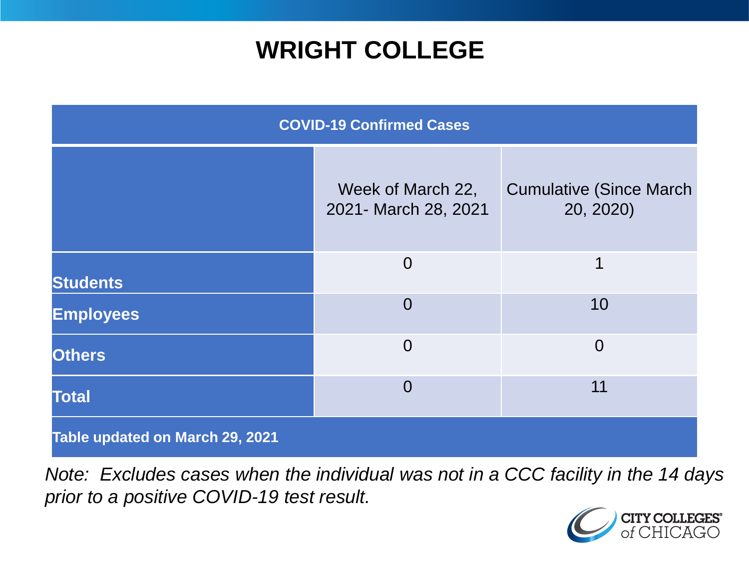# WRIGHT COLLEGE

| COVID-19 Confirmed Cases | | |
|---|---|---|
| | Week of March 22, 2021- March 28, 2021 | Cumulative (Since March 20, 2020) |
| **Students** | 0 | 1 |
| **Employees** | 0 | 10 |
| **Others** | 0 | 0 |
| **Total** | 0 | 11 |
| **Table updated on March 29, 2021** | | |

*Note: Excludes cases when the individual was not in a CCC facility in the 14 days prior to a positive COVID-19 test result.*

CITY COLLEGES of CHICAGO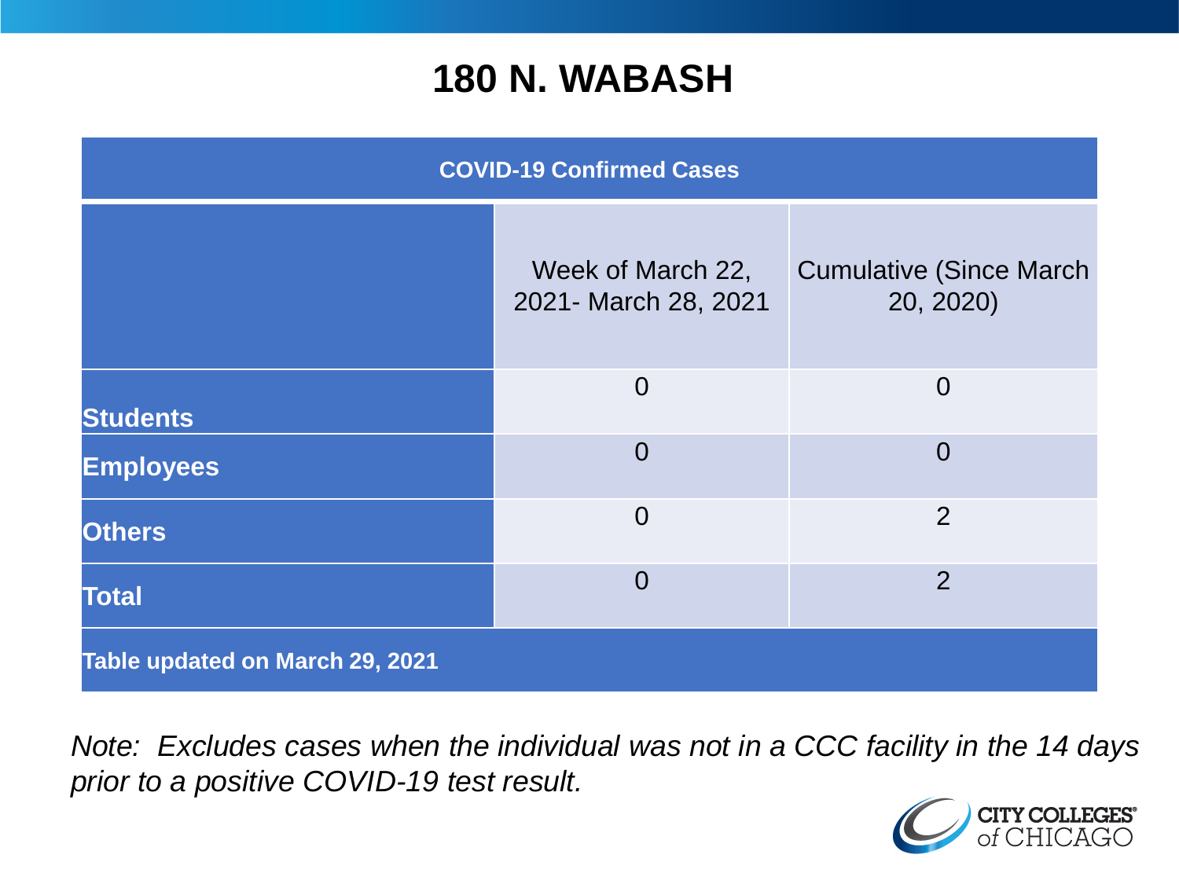# 180 N. WABASH

| COVID-19 Confirmed Cases | | |
|---|---|---|
| | Week of March 22, 2021- March 28, 2021 | Cumulative (Since March 20, 2020) |
| **Students** | 0 | 0 |
| **Employees** | 0 | 0 |
| **Others** | 0 | 2 |
| **Total** | 0 | 2 |
| **Table updated on March 29, 2021** | | |

*Note: Excludes cases when the individual was not in a CCC facility in the 14 days prior to a positive COVID-19 test result.*

CITY COLLEGES of CHICAGO